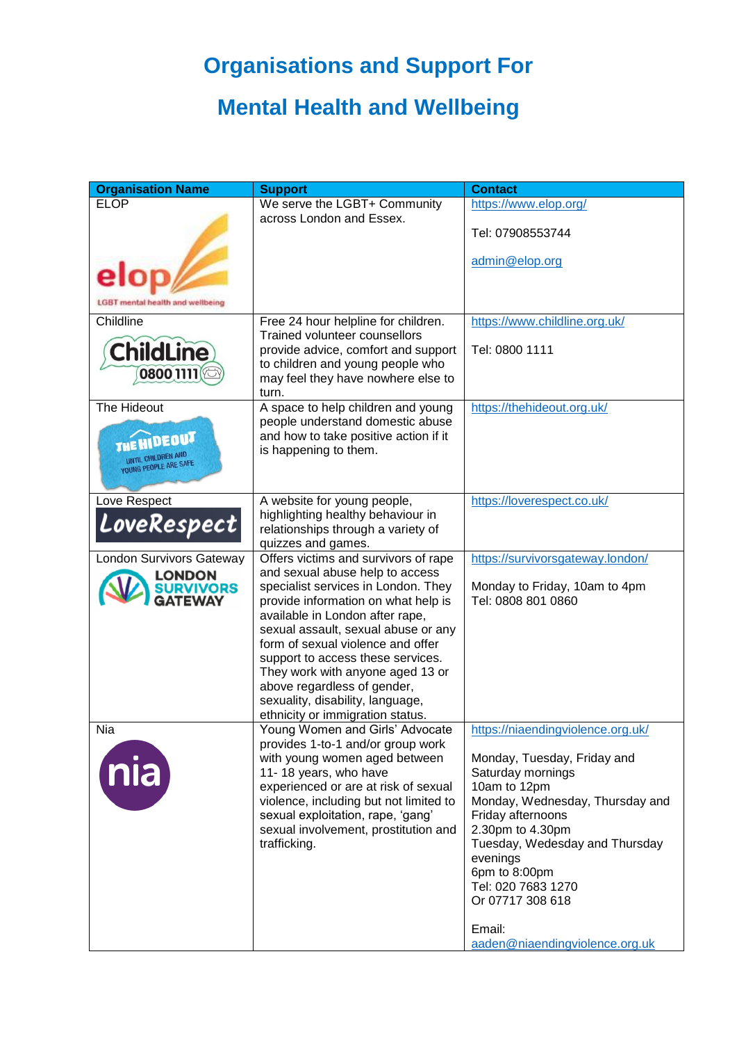# Organisations and Support For

# Mental Health and Wellbeing

| Organisation Name | Support | Contact |
|---|---|---|
| ELOP | We serve the LGBT+ Community across London and Essex. | https://www.elop.org/<br><br>Tel: 07908553744<br><br>admin@elop.org |
| Childline | Free 24 hour helpline for children. Trained volunteer counsellors provide advice, comfort and support to children and young people who may feel they have nowhere else to turn. | https://www.childline.org.uk/<br><br>Tel: 0800 1111 |
| The Hideout | A space to help children and young people understand domestic abuse and how to take positive action if it is happening to them. | https://thehideout.org.uk/ |
| Love Respect | A website for young people, highlighting healthy behaviour in relationships through a variety of quizzes and games. | https://loverespect.co.uk/ |
| London Survivors Gateway | Offers victims and survivors of rape and sexual abuse help to access specialist services in London. They provide information on what help is available in London after rape, sexual assault, sexual abuse or any form of sexual violence and offer support to access these services. They work with anyone aged 13 or above regardless of gender, sexuality, disability, language, ethnicity or immigration status. | https://survivorsgateway.london/<br><br>Monday to Friday, 10am to 4pm<br>Tel: 0808 801 0860 |
| Nia | Young Women and Girls' Advocate provides 1-to-1 and/or group work with young women aged between 11- 18 years, who have experienced or are at risk of sexual violence, including but not limited to sexual exploitation, rape, 'gang' sexual involvement, prostitution and trafficking. | https://niaendingviolence.org.uk/<br><br>Monday, Tuesday, Friday and Saturday mornings<br>10am to 12pm<br>Monday, Wednesday, Thursday and Friday afternoons<br>2.30pm to 4.30pm<br>Tuesday, Wedesday and Thursday evenings<br>6pm to 8:00pm<br>Tel: 020 7683 1270<br>Or 07717 308 618<br><br>Email:<br>aaden@niaendingviolence.org.uk |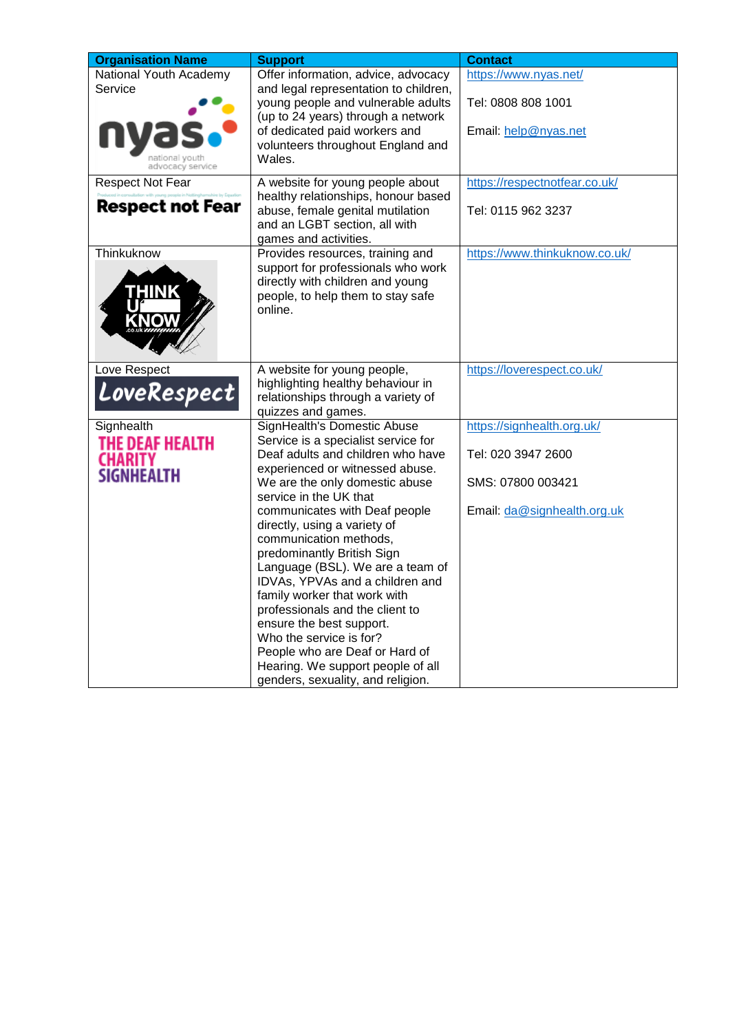| Organisation Name | Support | Contact |
|---|---|---|
| National Youth Academy Service | Offer information, advice, advocacy and legal representation to children, young people and vulnerable adults (up to 24 years) through a network of dedicated paid workers and volunteers throughout England and Wales. | https://www.nyas.net/<br><br>Tel: 0808 808 1001<br><br>Email: help@nyas.net |
| Respect Not Fear | A website for young people about healthy relationships, honour based abuse, female genital mutilation and an LGBT section, all with games and activities. | https://respectnotfear.co.uk/<br><br>Tel: 0115 962 3237 |
| Thinkuknow | Provides resources, training and support for professionals who work directly with children and young people, to help them to stay safe online. | https://www.thinkuknow.co.uk/ |
| Love Respect | A website for young people, highlighting healthy behaviour in relationships through a variety of quizzes and games. | https://loverespect.co.uk/ |
| Signhealth | SignHealth's Domestic Abuse Service is a specialist service for Deaf adults and children who have experienced or witnessed abuse. We are the only domestic abuse service in the UK that communicates with Deaf people directly, using a variety of communication methods, predominantly British Sign Language (BSL). We are a team of IDVAs, YPVAs and a children and family worker that work with professionals and the client to ensure the best support.<br>Who the service is for?<br>People who are Deaf or Hard of Hearing. We support people of all genders, sexuality, and religion. | https://signhealth.org.uk/<br><br>Tel: 020 3947 2600<br><br>SMS: 07800 003421<br><br>Email: da@signhealth.org.uk |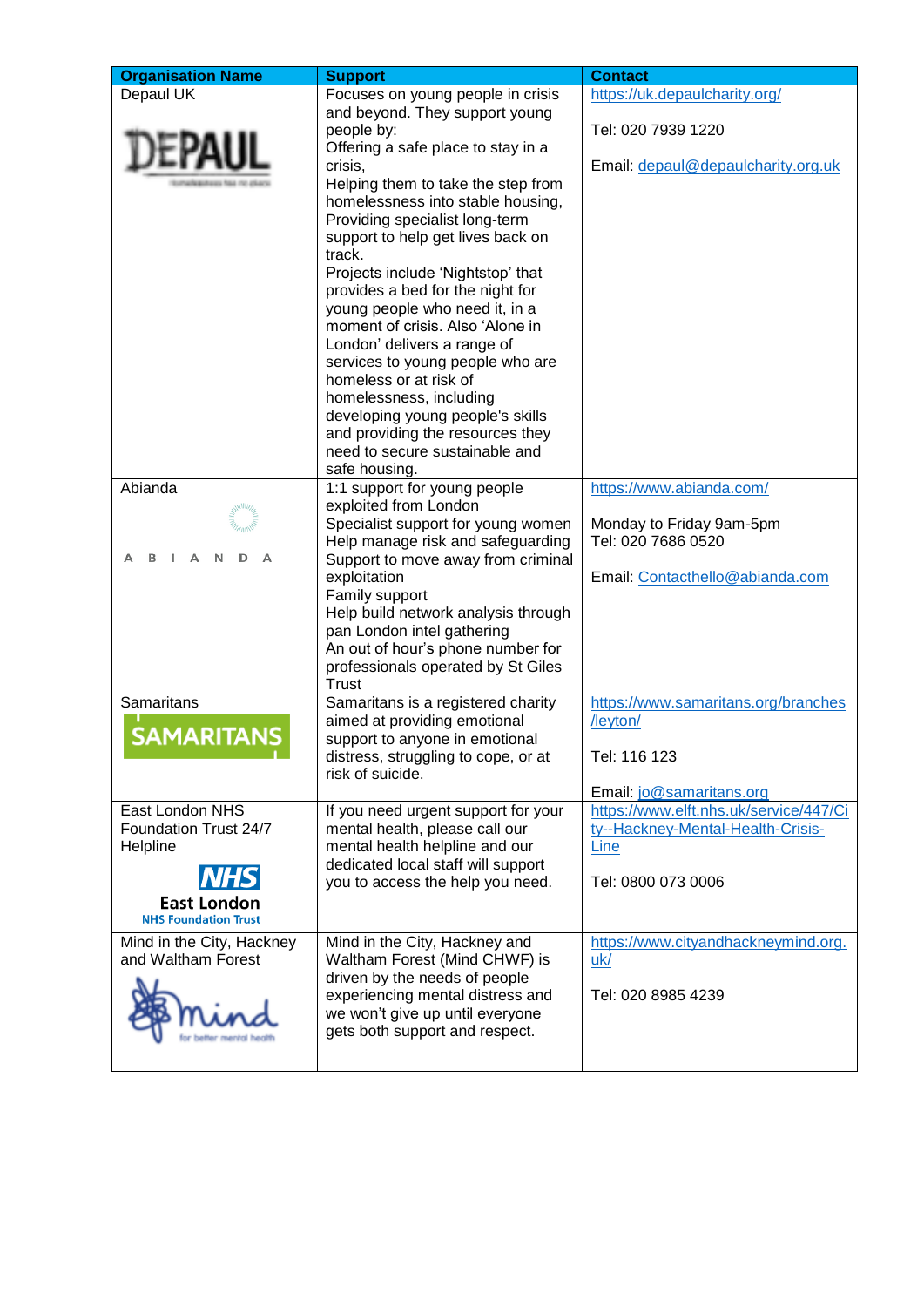| Organisation Name | Support | Contact |
|---|---|---|
| Depaul UK | Focuses on young people in crisis and beyond. They support young people by:<br>Offering a safe place to stay in a crisis,<br>Helping them to take the step from homelessness into stable housing,<br>Providing specialist long-term support to help get lives back on track.<br>Projects include 'Nightstop' that provides a bed for the night for young people who need it, in a moment of crisis. Also 'Alone in London' delivers a range of services to young people who are homeless or at risk of homelessness, including developing young people's skills and providing the resources they need to secure sustainable and safe housing. | https://uk.depaulcharity.org/<br><br>Tel: 020 7939 1220<br><br>Email: depaul@depaulcharity.org.uk |
| Abianda | 1:1 support for young people exploited from London<br>Specialist support for young women<br>Help manage risk and safeguarding<br>Support to move away from criminal exploitation<br>Family support<br>Help build network analysis through pan London intel gathering<br>An out of hour's phone number for professionals operated by St Giles Trust | https://www.abianda.com/<br><br>Monday to Friday 9am-5pm<br>Tel: 020 7686 0520<br><br>Email: Contacthello@abianda.com |
| Samaritans | Samaritans is a registered charity aimed at providing emotional support to anyone in emotional distress, struggling to cope, or at risk of suicide. | https://www.samaritans.org/branches/leyton/<br><br>Tel: 116 123<br><br>Email: jo@samaritans.org |
| East London NHS Foundation Trust 24/7 Helpline | If you need urgent support for your mental health, please call our mental health helpline and our dedicated local staff will support you to access the help you need. | https://www.elft.nhs.uk/service/447/City--Hackney-Mental-Health-Crisis-Line<br><br>Tel: 0800 073 0006 |
| Mind in the City, Hackney and Waltham Forest | Mind in the City, Hackney and Waltham Forest (Mind CHWF) is driven by the needs of people experiencing mental distress and we won't give up until everyone gets both support and respect. | https://www.cityandhackneymind.org.uk/<br><br>Tel: 020 8985 4239 |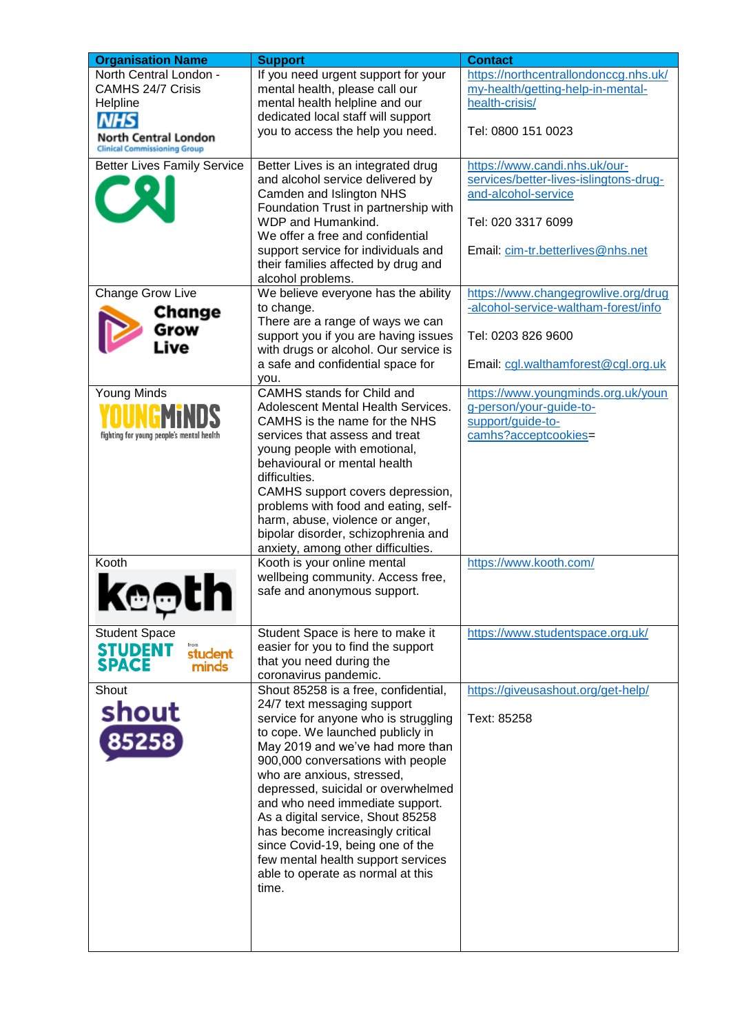| Organisation Name | Support | Contact |
|---|---|---|
| North Central London - CAMHS 24/7 Crisis Helpline | If you need urgent support for your mental health, please call our mental health helpline and our dedicated local staff will support you to access the help you need. | https://northcentrallondonccg.nhs.uk/my-health/getting-help-in-mental-health-crisis/<br><br>Tel: 0800 151 0023 |
| Better Lives Family Service | Better Lives is an integrated drug and alcohol service delivered by Camden and Islington NHS Foundation Trust in partnership with WDP and Humankind.<br>We offer a free and confidential support service for individuals and their families affected by drug and alcohol problems. | https://www.candi.nhs.uk/our-services/better-lives-islingtons-drug-and-alcohol-service<br><br>Tel: 020 3317 6099<br><br>Email: cim-tr.betterlives@nhs.net |
| Change Grow Live | We believe everyone has the ability to change.<br>There are a range of ways we can support you if you are having issues with drugs or alcohol. Our service is a safe and confidential space for you. | https://www.changegrowlive.org/drug-alcohol-service-waltham-forest/info<br><br>Tel: 0203 826 9600<br><br>Email: cgl.walthamforest@cgl.org.uk |
| Young Minds | CAMHS stands for Child and Adolescent Mental Health Services. CAMHS is the name for the NHS services that assess and treat young people with emotional, behavioural or mental health difficulties.<br>CAMHS support covers depression, problems with food and eating, self-harm, abuse, violence or anger, bipolar disorder, schizophrenia and anxiety, among other difficulties. | https://www.youngminds.org.uk/young-person/your-guide-to-support/guide-to-camhs?acceptcookies= |
| Kooth | Kooth is your online mental wellbeing community. Access free, safe and anonymous support. | https://www.kooth.com/ |
| Student Space | Student Space is here to make it easier for you to find the support that you need during the coronavirus pandemic. | https://www.studentspace.org.uk/ |
| Shout | Shout 85258 is a free, confidential, 24/7 text messaging support service for anyone who is struggling to cope. We launched publicly in May 2019 and we've had more than 900,000 conversations with people who are anxious, stressed, depressed, suicidal or overwhelmed and who need immediate support. As a digital service, Shout 85258 has become increasingly critical since Covid-19, being one of the few mental health support services able to operate as normal at this time. | https://giveusashout.org/get-help/<br><br>Text: 85258 |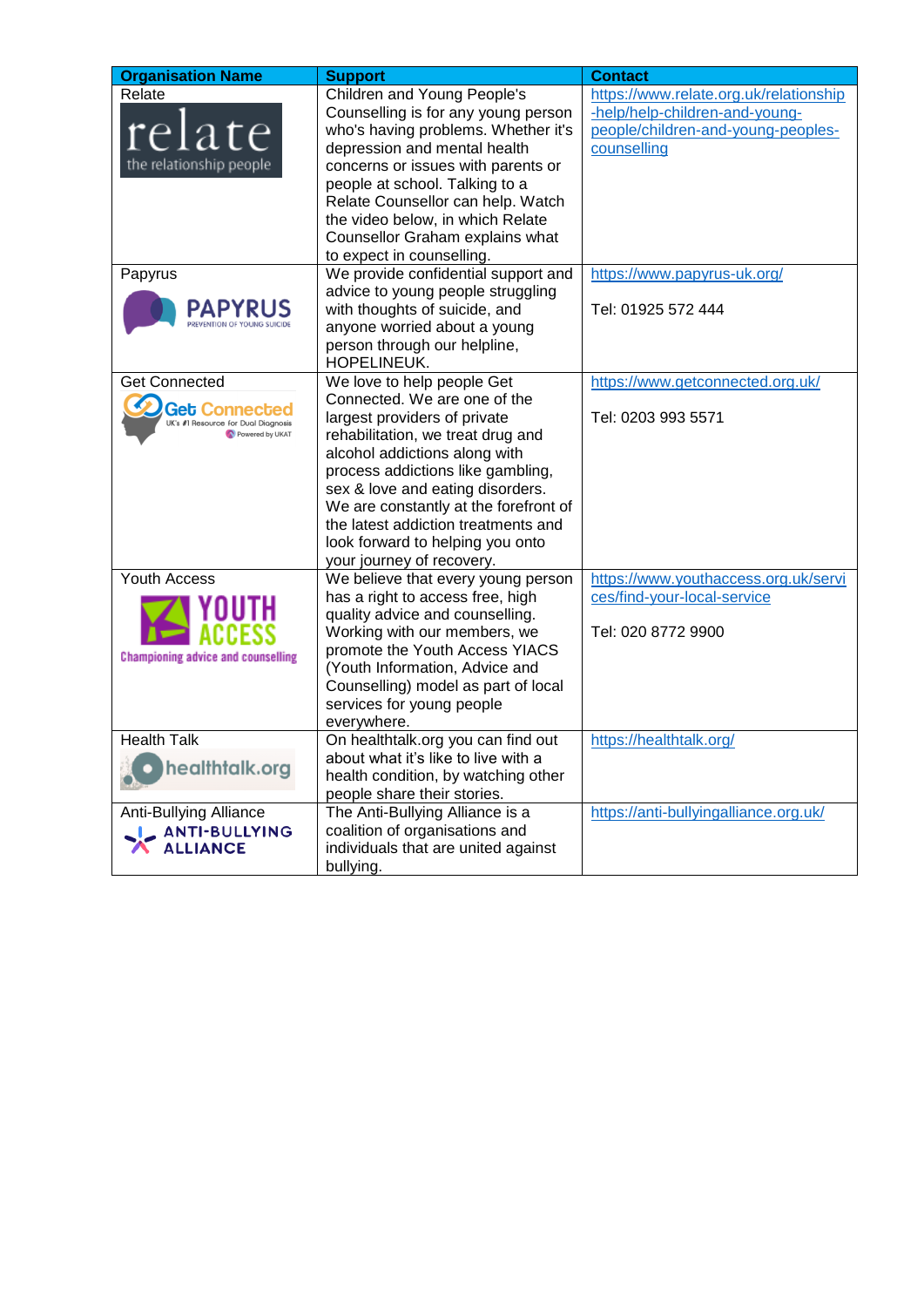| Organisation Name | Support | Contact |
|---|---|---|
| Relate | Children and Young People's Counselling is for any young person who's having problems. Whether it's depression and mental health concerns or issues with parents or people at school. Talking to a Relate Counsellor can help. Watch the video below, in which Relate Counsellor Graham explains what to expect in counselling. | https://www.relate.org.uk/relationship-help/help-children-and-young-people/children-and-young-peoples-counselling |
| Papyrus | We provide confidential support and advice to young people struggling with thoughts of suicide, and anyone worried about a young person through our helpline, HOPELINEUK. | https://www.papyrus-uk.org/<br><br>Tel: 01925 572 444 |
| Get Connected | We love to help people Get Connected. We are one of the largest providers of private rehabilitation, we treat drug and alcohol addictions along with process addictions like gambling, sex & love and eating disorders. We are constantly at the forefront of the latest addiction treatments and look forward to helping you onto your journey of recovery. | https://www.getconnected.org.uk/<br><br>Tel: 0203 993 5571 |
| Youth Access | We believe that every young person has a right to access free, high quality advice and counselling. Working with our members, we promote the Youth Access YIACS (Youth Information, Advice and Counselling) model as part of local services for young people everywhere. | https://www.youthaccess.org.uk/services/find-your-local-service<br><br>Tel: 020 8772 9900 |
| Health Talk | On healthtalk.org you can find out about what it's like to live with a health condition, by watching other people share their stories. | https://healthtalk.org/ |
| Anti-Bullying Alliance | The Anti-Bullying Alliance is a coalition of organisations and individuals that are united against bullying. | https://anti-bullyingalliance.org.uk/ |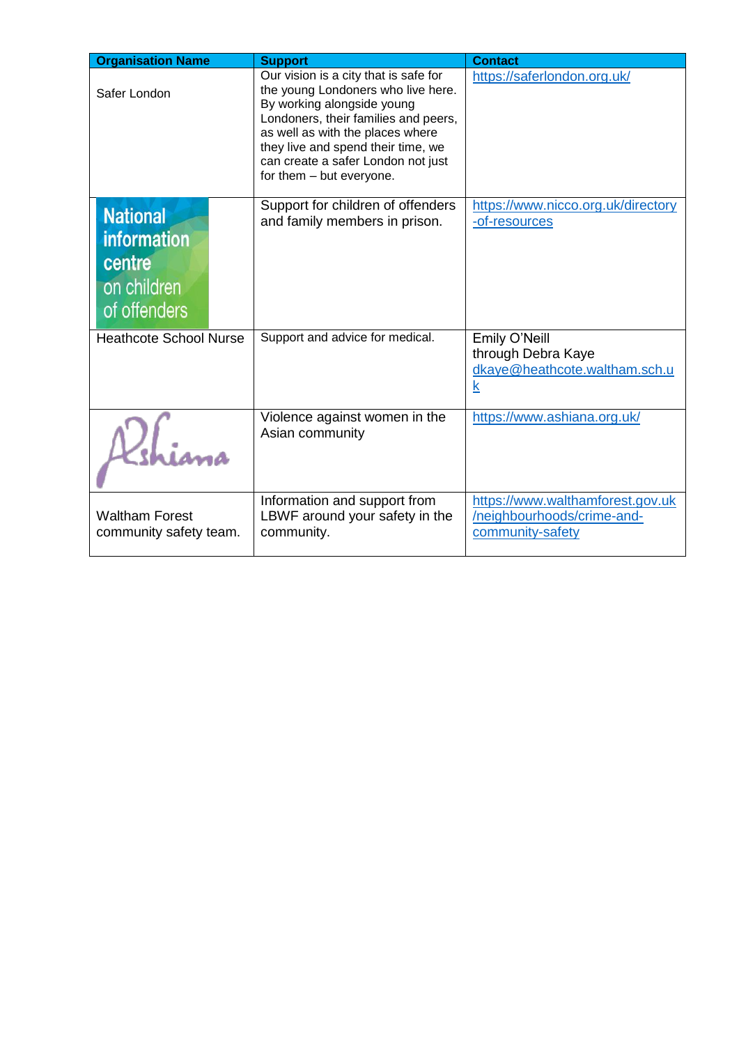| Organisation Name | Support | Contact |
|---|---|---|
| Safer London | Our vision is a city that is safe for the young Londoners who live here. By working alongside young Londoners, their families and peers, as well as with the places where they live and spend their time, we can create a safer London not just for them – but everyone. | https://saferlondon.org.uk/ |
| National information centre on children of offenders | Support for children of offenders and family members in prison. | https://www.nicco.org.uk/directory-of-resources |
| Heathcote School Nurse | Support and advice for medical. | Emily O'Neill through Debra Kaye dkaye@heathcote.waltham.sch.uk |
| Ashiana | Violence against women in the Asian community | https://www.ashiana.org.uk/ |
| Waltham Forest community safety team. | Information and support from LBWF around your safety in the community. | https://www.walthamforest.gov.uk/neighbourhoods/crime-and-community-safety |